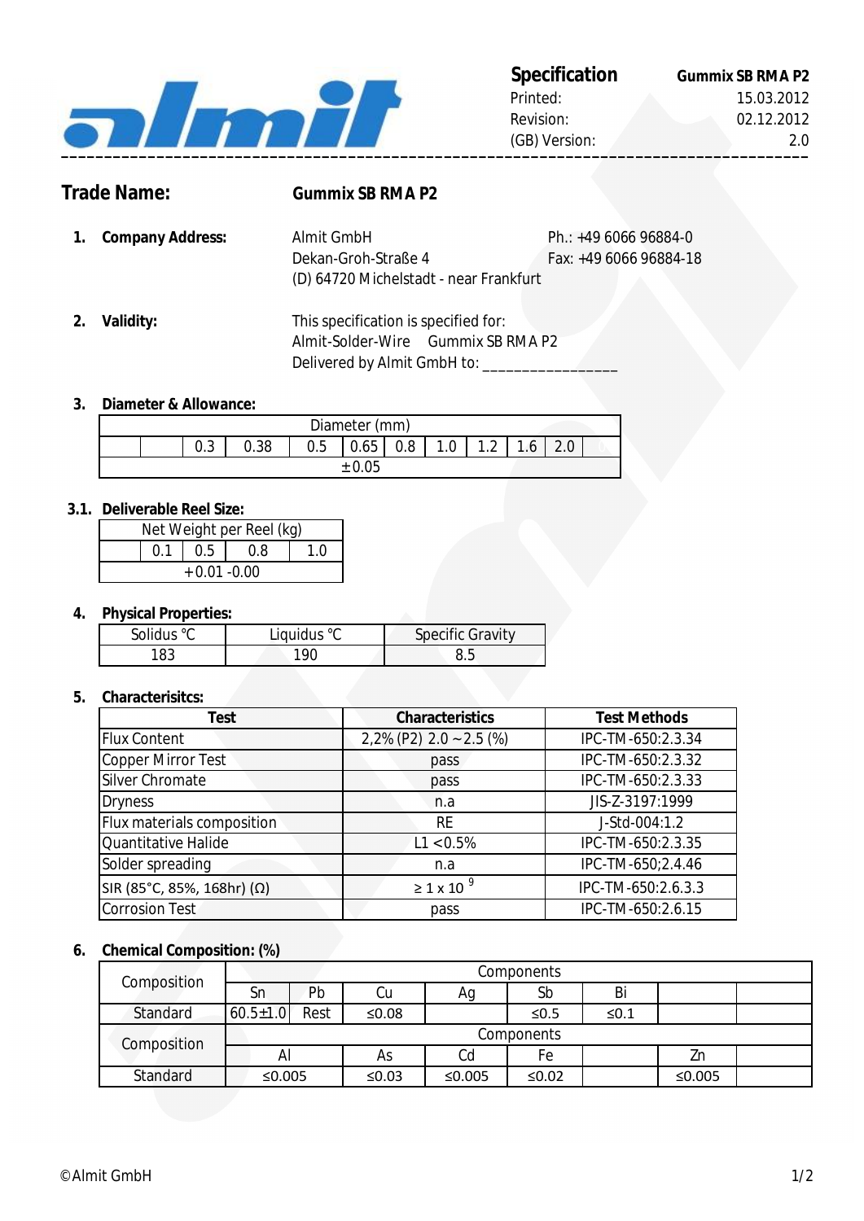**Specification** — **Gummix SB RMA P2**

Printed: 15.03.2012
Revision: 02.12.2012
(GB) Version: 2.0

## Trade Name: Gummix SB RMA P2

**1. Company Address:**

Almit GmbH
Dekan-Groh-Straße 4
(D) 64720 Michelstadt - near Frankfurt

Ph.: +49 6066 96884-0
Fax: +49 6066 96884-18

**2. Validity:**

This specification is specified for:
Almit-Solder-Wire Gummix SB RMA P2
Delivered by Almit GmbH to: ________________

**3. Diameter & Allowance:**

| Diameter (mm) | | | | | | | | | | | |
|---|---|---|---|---|---|---|---|---|---|---|---|
| | | 0.3 | 0.38 | 0.5 | 0.65 | 0.8 | 1.0 | 1.2 | 1.6 | 2.0 | |
| ±0.05 | | | | | | | | | | | |

**3.1. Deliverable Reel Size:**

| Net Weight per Reel (kg) | | | | |
|---|---|---|---|---|
| | 0.1 | 0.5 | 0.8 | 1.0 |
| +0.01 -0.00 | | | | |

**4. Physical Properties:**

| Solidus °C | Liquidus °C | Specific Gravity |
|---|---|---|
| 183 | 190 | 8.5 |

**5. Characterisitcs:**

| Test | Characteristics | Test Methods |
|---|---|---|
| Flux Content | 2,2% (P2) 2.0 ~2.5 (%) | IPC-TM-650:2.3.34 |
| Copper Mirror Test | pass | IPC-TM-650:2.3.32 |
| Silver Chromate | pass | IPC-TM-650:2.3.33 |
| Dryness | n.a | JIS-Z-3197:1999 |
| Flux materials composition | RE | J-Std-004:1.2 |
| Quantitative Halide | L1 <0.5% | IPC-TM-650:2.3.35 |
| Solder spreading | n.a | IPC-TM-650;2.4.46 |
| SIR (85°C, 85%, 168hr) (Ω) | $\geq 1 \times 10^{9}$ | IPC-TM-650:2.6.3.3 |
| Corrosion Test | pass | IPC-TM-650:2.6.15 |

**6. Chemical Composition: (%)**

| Composition | Components | | | | | | | |
|---|---|---|---|---|---|---|---|---|
| | Sn | Pb | Cu | Ag | Sb | Bi | | |
| Standard | 60.5±1.0 | Rest | ≤0.08 | | ≤0.5 | ≤0.1 | | |
| Composition | Components | | | | | | | |
| | Al | | As | Cd | Fe | | Zn | |
| Standard | ≤0.005 | | ≤0.03 | ≤0.005 | ≤0.02 | | ≤0.005 | |

©Almit GmbH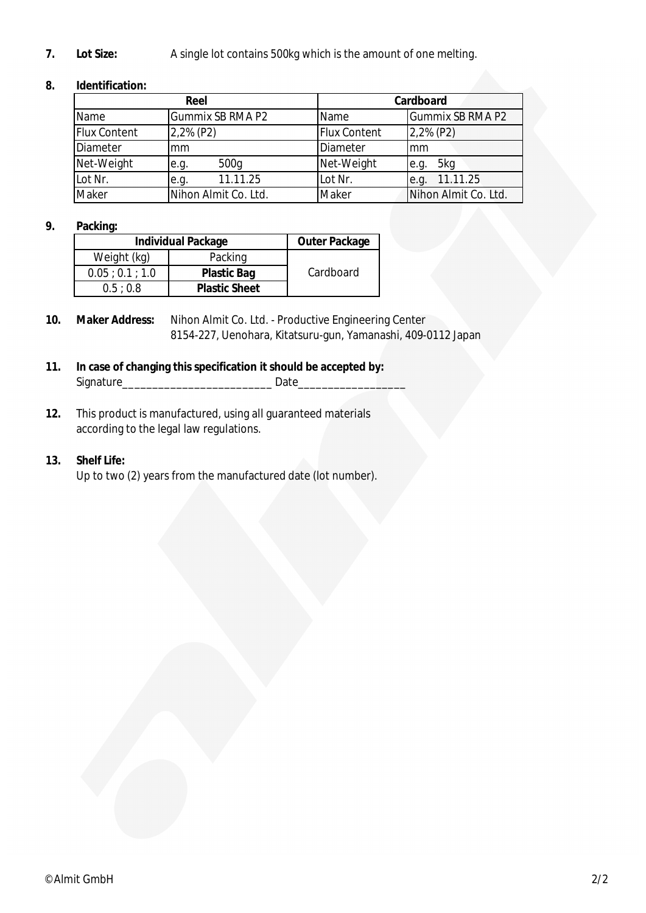**7. Lot Size:** A single lot contains 500kg which is the amount of one melting.

**8. Identification:**

| Reel | | Cardboard | |
|---|---|---|---|
| Name | Gummix SB RMA P2 | Name | Gummix SB RMA P2 |
| Flux Content | 2,2% (P2) | Flux Content | 2,2% (P2) |
| Diameter | mm | Diameter | mm |
| Net-Weight | e.g. 500g | Net-Weight | e.g. 5kg |
| Lot Nr. | e.g. 11.11.25 | Lot Nr. | e.g. 11.11.25 |
| Maker | Nihon Almit Co. Ltd. | Maker | Nihon Almit Co. Ltd. |

**9. Packing:**

| Individual Package | | Outer Package |
|---|---|---|
| Weight (kg) | Packing | Cardboard |
| 0.05 ; 0.1 ; 1.0 | **Plastic Bag** | |
| 0.5 ; 0.8 | **Plastic Sheet** | |

**10. Maker Address:** Nihon Almit Co. Ltd. - Productive Engineering Center
8154-227, Uenohara, Kitatsuru-gun, Yamanashi, 409-0112 Japan

**11. In case of changing this specification it should be accepted by:**
Signature_________________________ Date__________________

**12.** This product is manufactured, using all guaranteed materials according to the legal law regulations.

**13. Shelf Life:**
Up to two (2) years from the manufactured date (lot number).